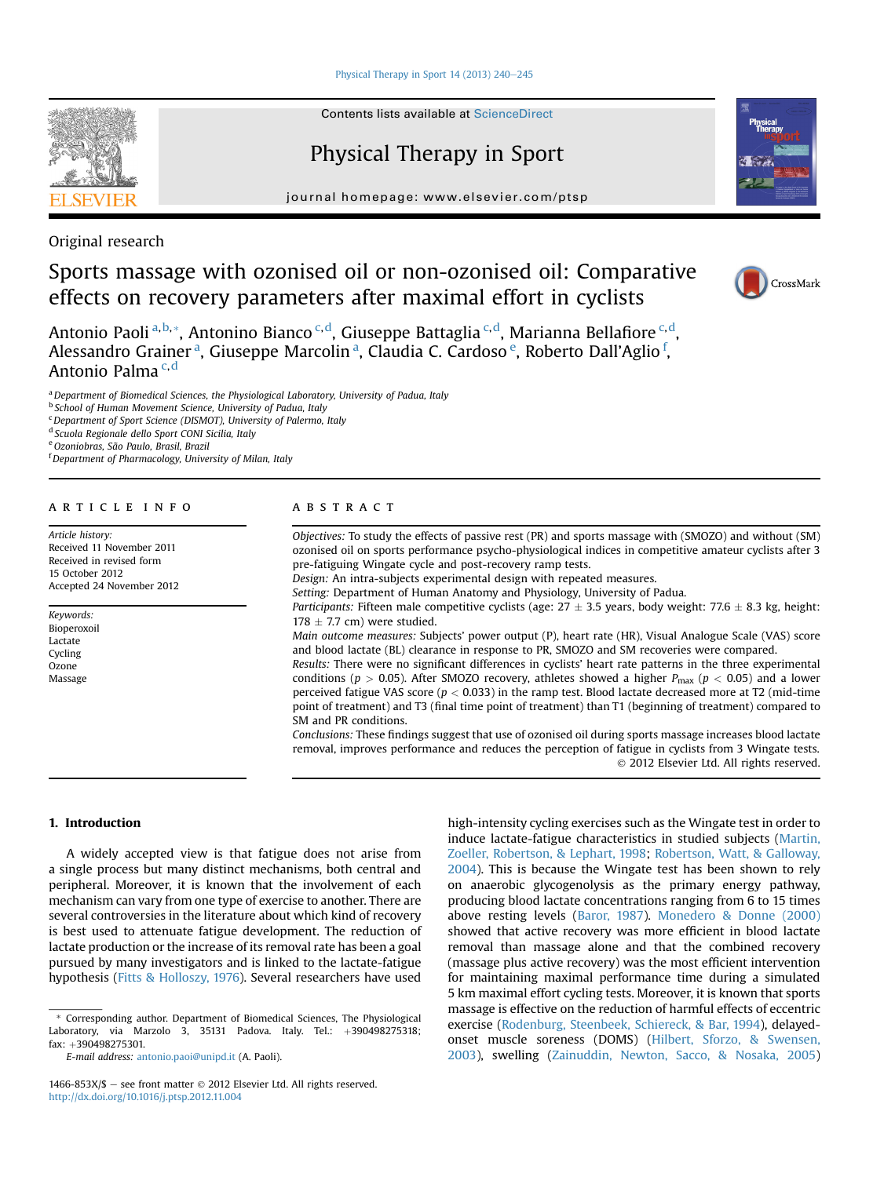Original research

# Sports massage with ozonised oil or non-ozonised oil: Comparative effects on recovery parameters after maximal effort in cyclists

Antonio Paoli [a,b,*], Antonino Bianco [c,d], Giuseppe Battaglia [c,d], Marianna Bellafiore [c,d], Alessandro Grainer [a], Giuseppe Marcolin [a], Claudia C. Cardoso [e], Roberto Dall'Aglio [f], Antonio Palma [c,d]

[a] Department of Biomedical Sciences, the Physiological Laboratory, University of Padua, Italy
[b] School of Human Movement Science, University of Padua, Italy
[c] Department of Sport Science (DISMOT), University of Palermo, Italy
[d] Scuola Regionale dello Sport CONI Sicilia, Italy
[e] Ozoniobras, São Paulo, Brasil, Brazil
[f] Department of Pharmacology, University of Milan, Italy

## ARTICLE INFO

*Article history:*
Received 11 November 2011
Received in revised form
15 October 2012
Accepted 24 November 2012

*Keywords:*
Bioperoxoil
Lactate
Cycling
Ozone
Massage

## ABSTRACT

*Objectives:* To study the effects of passive rest (PR) and sports massage with (SMOZO) and without (SM) ozonised oil on sports performance psycho-physiological indices in competitive amateur cyclists after 3 pre-fatiguing Wingate cycle and post-recovery ramp tests.

*Design:* An intra-subjects experimental design with repeated measures.

*Setting:* Department of Human Anatomy and Physiology, University of Padua.

*Participants:* Fifteen male competitive cyclists (age: 27 ± 3.5 years, body weight: 77.6 ± 8.3 kg, height: 178 ± 7.7 cm) were studied.

*Main outcome measures:* Subjects' power output (P), heart rate (HR), Visual Analogue Scale (VAS) score and blood lactate (BL) clearance in response to PR, SMOZO and SM recoveries were compared.

*Results:* There were no significant differences in cyclists' heart rate patterns in the three experimental conditions ($p > 0.05$). After SMOZO recovery, athletes showed a higher $P_{max}$ ($p < 0.05$) and a lower perceived fatigue VAS score ($p < 0.033$) in the ramp test. Blood lactate decreased more at T2 (mid-time point of treatment) and T3 (final time point of treatment) than T1 (beginning of treatment) compared to SM and PR conditions.

*Conclusions:* These findings suggest that use of ozonised oil during sports massage increases blood lactate removal, improves performance and reduces the perception of fatigue in cyclists from 3 Wingate tests.

© 2012 Elsevier Ltd. All rights reserved.

## 1. Introduction

A widely accepted view is that fatigue does not arise from a single process but many distinct mechanisms, both central and peripheral. Moreover, it is known that the involvement of each mechanism can vary from one type of exercise to another. There are several controversies in the literature about which kind of recovery is best used to attenuate fatigue development. The reduction of lactate production or the increase of its removal rate has been a goal pursued by many investigators and is linked to the lactate-fatigue hypothesis (Fitts & Holloszy, 1976). Several researchers have used high-intensity cycling exercises such as the Wingate test in order to induce lactate-fatigue characteristics in studied subjects (Martin, Zoeller, Robertson, & Lephart, 1998; Robertson, Watt, & Galloway, 2004). This is because the Wingate test has been shown to rely on anaerobic glycogenolysis as the primary energy pathway, producing blood lactate concentrations ranging from 6 to 15 times above resting levels (Baror, 1987). Monedero & Donne (2000) showed that active recovery was more efficient in blood lactate removal than massage alone and that the combined recovery (massage plus active recovery) was the most efficient intervention for maintaining maximal performance time during a simulated 5 km maximal effort cycling tests. Moreover, it is known that sports massage is effective on the reduction of harmful effects of eccentric exercise (Rodenburg, Steenbeek, Schiereck, & Bar, 1994), delayed-onset muscle soreness (DOMS) (Hilbert, Sforzo, & Swensen, 2003), swelling (Zainuddin, Newton, Sacco, & Nosaka, 2005)

* Corresponding author. Department of Biomedical Sciences, The Physiological Laboratory, via Marzolo 3, 35131 Padova. Italy. Tel.: +390498275318; fax: +390498275301.
E-mail address: antonio.paoi@unipd.it (A. Paoli).

1466-853X/$ – see front matter © 2012 Elsevier Ltd. All rights reserved.
http://dx.doi.org/10.1016/j.ptsp.2012.11.004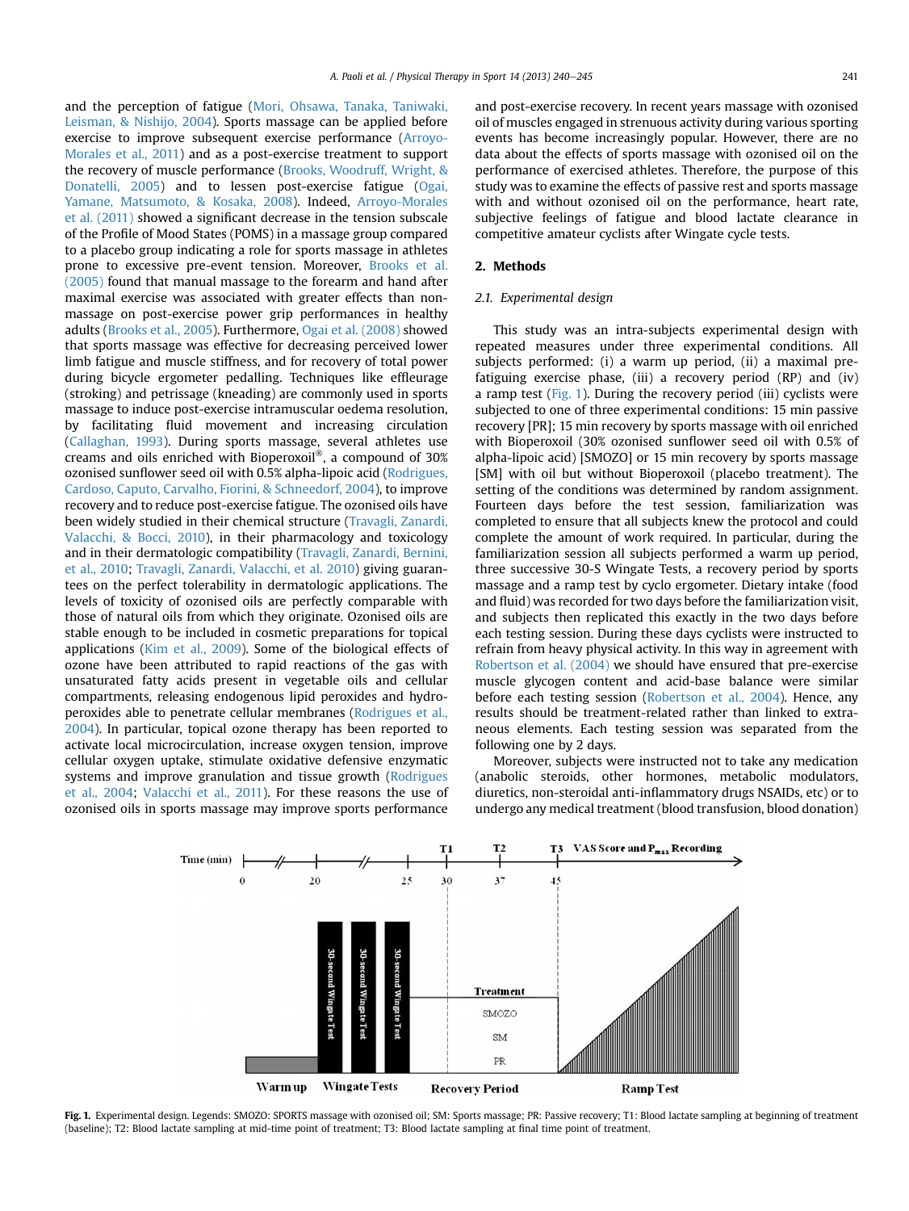and the perception of fatigue (Mori, Ohsawa, Tanaka, Taniwaki, Leisman, & Nishijo, 2004). Sports massage can be applied before exercise to improve subsequent exercise performance (Arroyo-Morales et al., 2011) and as a post-exercise treatment to support the recovery of muscle performance (Brooks, Woodruff, Wright, & Donatelli, 2005) and to lessen post-exercise fatigue (Ogai, Yamane, Matsumoto, & Kosaka, 2008). Indeed, Arroyo-Morales et al. (2011) showed a significant decrease in the tension subscale of the Profile of Mood States (POMS) in a massage group compared to a placebo group indicating a role for sports massage in athletes prone to excessive pre-event tension. Moreover, Brooks et al. (2005) found that manual massage to the forearm and hand after maximal exercise was associated with greater effects than non-massage on post-exercise power grip performances in healthy adults (Brooks et al., 2005). Furthermore, Ogai et al. (2008) showed that sports massage was effective for decreasing perceived lower limb fatigue and muscle stiffness, and for recovery of total power during bicycle ergometer pedalling. Techniques like effleurage (stroking) and petrissage (kneading) are commonly used in sports massage to induce post-exercise intramuscular oedema resolution, by facilitating fluid movement and increasing circulation (Callaghan, 1993). During sports massage, several athletes use creams and oils enriched with Bioperoxoil®, a compound of 30% ozonised sunflower seed oil with 0.5% alpha-lipoic acid (Rodrigues, Cardoso, Caputo, Carvalho, Fiorini, & Schneedorf, 2004), to improve recovery and to reduce post-exercise fatigue. The ozonised oils have been widely studied in their chemical structure (Travagli, Zanardi, Valacchi, & Bocci, 2010), in their pharmacology and toxicology and in their dermatologic compatibility (Travagli, Zanardi, Bernini, et al., 2010; Travagli, Zanardi, Valacchi, et al. 2010) giving guarantees on the perfect tolerability in dermatologic applications. The levels of toxicity of ozonised oils are perfectly comparable with those of natural oils from which they originate. Ozonised oils are stable enough to be included in cosmetic preparations for topical applications (Kim et al., 2009). Some of the biological effects of ozone have been attributed to rapid reactions of the gas with unsaturated fatty acids present in vegetable oils and cellular compartments, releasing endogenous lipid peroxides and hydroperoxides able to penetrate cellular membranes (Rodrigues et al., 2004). In particular, topical ozone therapy has been reported to activate local microcirculation, increase oxygen tension, improve cellular oxygen uptake, stimulate oxidative defensive enzymatic systems and improve granulation and tissue growth (Rodrigues et al., 2004; Valacchi et al., 2011). For these reasons the use of ozonised oils in sports massage may improve sports performance and post-exercise recovery. In recent years massage with ozonised oil of muscles engaged in strenuous activity during various sporting events has become increasingly popular. However, there are no data about the effects of sports massage with ozonised oil on the performance of exercised athletes. Therefore, the purpose of this study was to examine the effects of passive rest and sports massage with and without ozonised oil on the performance, heart rate, subjective feelings of fatigue and blood lactate clearance in competitive amateur cyclists after Wingate cycle tests.

## 2. Methods

### 2.1. Experimental design

This study was an intra-subjects experimental design with repeated measures under three experimental conditions. All subjects performed: (i) a warm up period, (ii) a maximal pre-fatiguing exercise phase, (iii) a recovery period (RP) and (iv) a ramp test (Fig. 1). During the recovery period (iii) cyclists were subjected to one of three experimental conditions: 15 min passive recovery [PR]; 15 min recovery by sports massage with oil enriched with Bioperoxoil (30% ozonised sunflower seed oil with 0.5% of alpha-lipoic acid) [SMOZO] or 15 min recovery by sports massage [SM] with oil but without Bioperoxoil (placebo treatment). The setting of the conditions was determined by random assignment. Fourteen days before the test session, familiarization was completed to ensure that all subjects knew the protocol and could complete the amount of work required. In particular, during the familiarization session all subjects performed a warm up period, three successive 30-S Wingate Tests, a recovery period by sports massage and a ramp test by cyclo ergometer. Dietary intake (food and fluid) was recorded for two days before the familiarization visit, and subjects then replicated this exactly in the two days before each testing session. During these days cyclists were instructed to refrain from heavy physical activity. In this way in agreement with Robertson et al. (2004) we should have ensured that pre-exercise muscle glycogen content and acid-base balance were similar before each testing session (Robertson et al., 2004). Hence, any results should be treatment-related rather than linked to extraneous elements. Each testing session was separated from the following one by 2 days.

Moreover, subjects were instructed not to take any medication (anabolic steroids, other hormones, metabolic modulators, diuretics, non-steroidal anti-inflammatory drugs NSAIDs, etc) or to undergo any medical treatment (blood transfusion, blood donation)

**Fig. 1.** Experimental design. Legends: SMOZO: SPORTS massage with ozonised oil; SM: Sports massage; PR: Passive recovery; T1: Blood lactate sampling at beginning of treatment (baseline); T2: Blood lactate sampling at mid-time point of treatment; T3: Blood lactate sampling at final time point of treatment.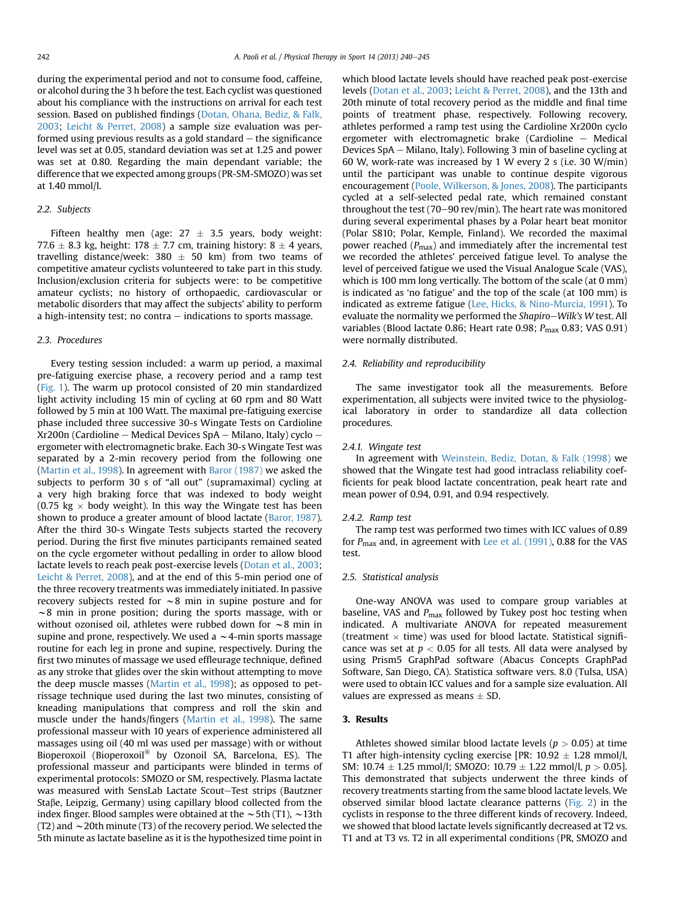during the experimental period and not to consume food, caffeine, or alcohol during the 3 h before the test. Each cyclist was questioned about his compliance with the instructions on arrival for each test session. Based on published findings (Dotan, Ohana, Bediz, & Falk, 2003; Leicht & Perret, 2008) a sample size evaluation was performed using previous results as a gold standard – the significance level was set at 0.05, standard deviation was set at 1.25 and power was set at 0.80. Regarding the main dependant variable; the difference that we expected among groups (PR-SM-SMOZO) was set at 1.40 mmol/l.

## 2.2. Subjects

Fifteen healthy men (age: 27 ± 3.5 years, body weight: 77.6 ± 8.3 kg, height: 178 ± 7.7 cm, training history: 8 ± 4 years, travelling distance/week: 380 ± 50 km) from two teams of competitive amateur cyclists volunteered to take part in this study. Inclusion/exclusion criteria for subjects were: to be competitive amateur cyclists; no history of orthopaedic, cardiovascular or metabolic disorders that may affect the subjects' ability to perform a high-intensity test; no contra – indications to sports massage.

## 2.3. Procedures

Every testing session included: a warm up period, a maximal pre-fatiguing exercise phase, a recovery period and a ramp test (Fig. 1). The warm up protocol consisted of 20 min standardized light activity including 15 min of cycling at 60 rpm and 80 Watt followed by 5 min at 100 Watt. The maximal pre-fatiguing exercise phase included three successive 30-s Wingate Tests on Cardioline Xr200n (Cardioline – Medical Devices SpA – Milano, Italy) cyclo – ergometer with electromagnetic brake. Each 30-s Wingate Test was separated by a 2-min recovery period from the following one (Martin et al., 1998). In agreement with Baror (1987) we asked the subjects to perform 30 s of "all out" (supramaximal) cycling at a very high braking force that was indexed to body weight (0.75 kg × body weight). In this way the Wingate test has been shown to produce a greater amount of blood lactate (Baror, 1987). After the third 30-s Wingate Tests subjects started the recovery period. During the first five minutes participants remained seated on the cycle ergometer without pedalling in order to allow blood lactate levels to reach peak post-exercise levels (Dotan et al., 2003; Leicht & Perret, 2008), and at the end of this 5-min period one of the three recovery treatments was immediately initiated. In passive recovery subjects rested for ~8 min in supine posture and for ~8 min in prone position; during the sports massage, with or without ozonised oil, athletes were rubbed down for ~8 min in supine and prone, respectively. We used a ~4-min sports massage routine for each leg in prone and supine, respectively. During the first two minutes of massage we used effleurage technique, defined as any stroke that glides over the skin without attempting to move the deep muscle masses (Martin et al., 1998); as opposed to petrissage technique used during the last two minutes, consisting of kneading manipulations that compress and roll the skin and muscle under the hands/fingers (Martin et al., 1998). The same professional masseur with 10 years of experience administered all massages using oil (40 ml was used per massage) with or without Bioperoxoil (Bioperoxoil® by Ozonoil SA, Barcelona, ES). The professional masseur and participants were blinded in terms of experimental protocols: SMOZO or SM, respectively. Plasma lactate was measured with SensLab Lactate Scout–Test strips (Bautzner Staβe, Leipzig, Germany) using capillary blood collected from the index finger. Blood samples were obtained at the ~5th (T1), ~13th (T2) and ~20th minute (T3) of the recovery period. We selected the 5th minute as lactate baseline as it is the hypothesized time point in which blood lactate levels should have reached peak post-exercise levels (Dotan et al., 2003; Leicht & Perret, 2008), and the 13th and 20th minute of total recovery period as the middle and final time points of treatment phase, respectively. Following recovery, athletes performed a ramp test using the Cardioline Xr200n cyclo ergometer with electromagnetic brake (Cardioline – Medical Devices SpA – Milano, Italy). Following 3 min of baseline cycling at 60 W, work-rate was increased by 1 W every 2 s (i.e. 30 W/min) until the participant was unable to continue despite vigorous encouragement (Poole, Wilkerson, & Jones, 2008). The participants cycled at a self-selected pedal rate, which remained constant throughout the test (70–90 rev/min). The heart rate was monitored during several experimental phases by a Polar heart beat monitor (Polar S810; Polar, Kempele, Finland). We recorded the maximal power reached ($P_{max}$) and immediately after the incremental test we recorded the athletes' perceived fatigue level. To analyse the level of perceived fatigue we used the Visual Analogue Scale (VAS), which is 100 mm long vertically. The bottom of the scale (at 0 mm) is indicated as 'no fatigue' and the top of the scale (at 100 mm) is indicated as extreme fatigue (Lee, Hicks, & Nino-Murcia, 1991). To evaluate the normality we performed the *Shapiro–Wilk's W* test. All variables (Blood lactate 0.86; Heart rate 0.98; $P_{max}$ 0.83; VAS 0.91) were normally distributed.

## 2.4. Reliability and reproducibility

The same investigator took all the measurements. Before experimentation, all subjects were invited twice to the physiological laboratory in order to standardize all data collection procedures.

### 2.4.1. Wingate test

In agreement with Weinstein, Bediz, Dotan, & Falk (1998) we showed that the Wingate test had good intraclass reliability coefficients for peak blood lactate concentration, peak heart rate and mean power of 0.94, 0.91, and 0.94 respectively.

### 2.4.2. Ramp test

The ramp test was performed two times with ICC values of 0.89 for $P_{max}$ and, in agreement with Lee et al. (1991), 0.88 for the VAS test.

## 2.5. Statistical analysis

One-way ANOVA was used to compare group variables at baseline, VAS and $P_{max}$ followed by Tukey post hoc testing when indicated. A multivariate ANOVA for repeated measurement (treatment × time) was used for blood lactate. Statistical significance was set at $p < 0.05$ for all tests. All data were analysed by using Prism5 GraphPad software (Abacus Concepts GraphPad Software, San Diego, CA). Statistica software vers. 8.0 (Tulsa, USA) were used to obtain ICC values and for a sample size evaluation. All values are expressed as means ± SD.

# 3. Results

Athletes showed similar blood lactate levels ($p > 0.05$) at time T1 after high-intensity cycling exercise [PR: 10.92 ± 1.28 mmol/l, SM: 10.74 ± 1.25 mmol/l; SMOZO: 10.79 ± 1.22 mmol/l, $p > 0.05$]. This demonstrated that subjects underwent the three kinds of recovery treatments starting from the same blood lactate levels. We observed similar blood lactate clearance patterns (Fig. 2) in the cyclists in response to the three different kinds of recovery. Indeed, we showed that blood lactate levels significantly decreased at T2 vs. T1 and at T3 vs. T2 in all experimental conditions (PR, SMOZO and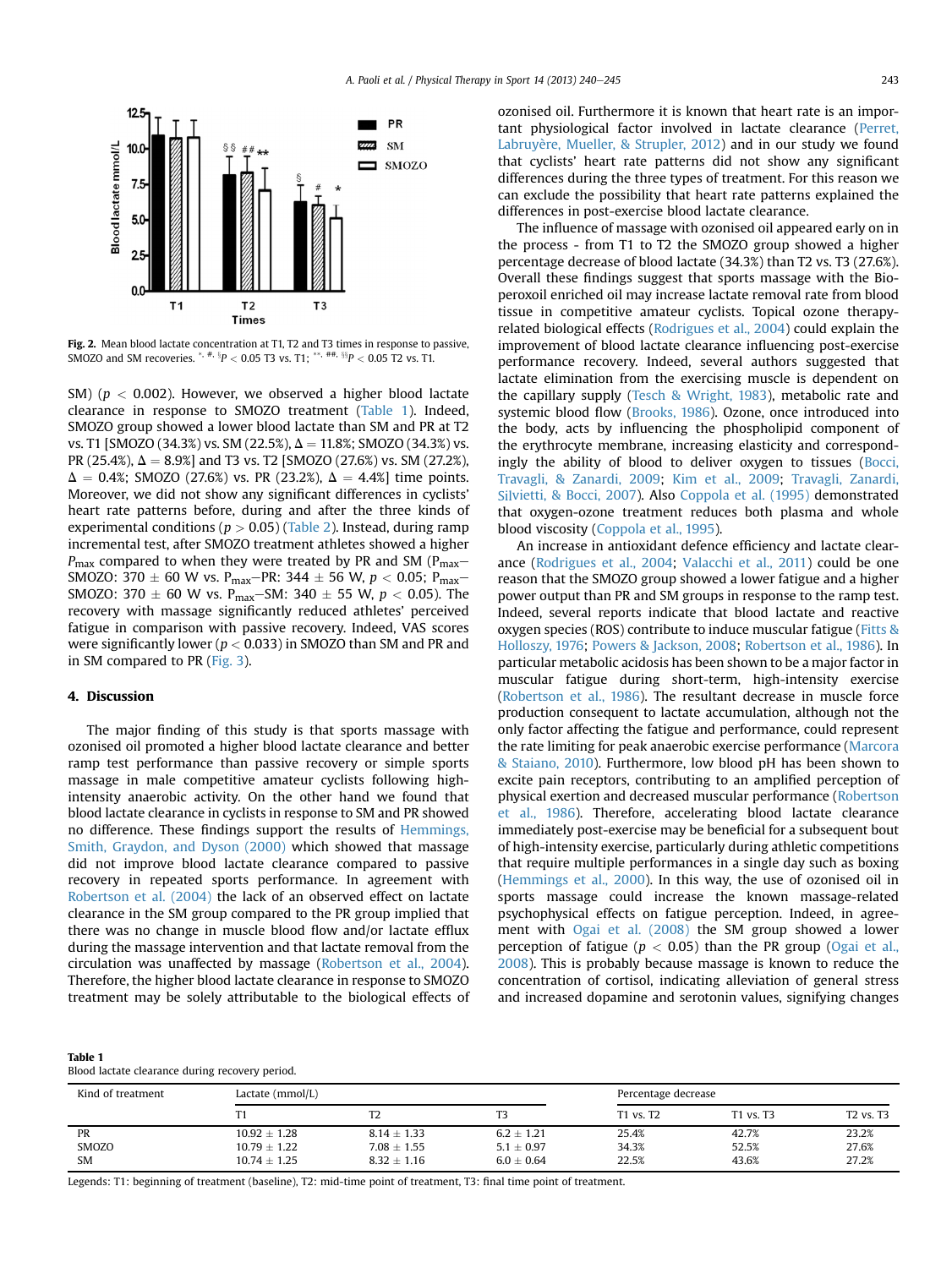**Fig. 2.** Mean blood lactate concentration at T1, T2 and T3 times in response to passive, SMOZO and SM recoveries. $^{*, \#, §}P < 0.05$ T3 vs. T1; $^{**, \#\#, §§}P < 0.05$ T2 vs. T1.

SM) ($p < 0.002$). However, we observed a higher blood lactate clearance in response to SMOZO treatment (Table 1). Indeed, SMOZO group showed a lower blood lactate than SM and PR at T2 vs. T1 [SMOZO (34.3%) vs. SM (22.5%), $\Delta = 11.8\%$; SMOZO (34.3%) vs. PR (25.4%), $\Delta = 8.9\%$] and T3 vs. T2 [SMOZO (27.6%) vs. SM (27.2%), $\Delta = 0.4\%$; SMOZO (27.6%) vs. PR (23.2%), $\Delta = 4.4\%$] time points. Moreover, we did not show any significant differences in cyclists' heart rate patterns before, during and after the three kinds of experimental conditions ($p > 0.05$) (Table 2). Instead, during ramp incremental test, after SMOZO treatment athletes showed a higher $P_{max}$ compared to when they were treated by PR and SM ($P_{max}$–SMOZO: 370 ± 60 W vs. $P_{max}$–PR: 344 ± 56 W, $p < 0.05$; $P_{max}$–SMOZO: 370 ± 60 W vs. $P_{max}$–SM: 340 ± 55 W, $p < 0.05$). The recovery with massage significantly reduced athletes' perceived fatigue in comparison with passive recovery. Indeed, VAS scores were significantly lower ($p < 0.033$) in SMOZO than SM and PR and in SM compared to PR (Fig. 3).

## 4. Discussion

The major finding of this study is that sports massage with ozonised oil promoted a higher blood lactate clearance and better ramp test performance than passive recovery or simple sports massage in male competitive amateur cyclists following high-intensity anaerobic activity. On the other hand we found that blood lactate clearance in cyclists in response to SM and PR showed no difference. These findings support the results of Hemmings, Smith, Graydon, and Dyson (2000) which showed that massage did not improve blood lactate clearance compared to passive recovery in repeated sports performance. In agreement with Robertson et al. (2004) the lack of an observed effect on lactate clearance in the SM group compared to the PR group implied that there was no change in muscle blood flow and/or lactate efflux during the massage intervention and that lactate removal from the circulation was unaffected by massage (Robertson et al., 2004). Therefore, the higher blood lactate clearance in response to SMOZO treatment may be solely attributable to the biological effects of ozonised oil. Furthermore it is known that heart rate is an important physiological factor involved in lactate clearance (Perret, Labruyère, Mueller, & Strupler, 2012) and in our study we found that cyclists' heart rate patterns did not show any significant differences during the three types of treatment. For this reason we can exclude the possibility that heart rate patterns explained the differences in post-exercise blood lactate clearance.

The influence of massage with ozonised oil appeared early on in the process - from T1 to T2 the SMOZO group showed a higher percentage decrease of blood lactate (34.3%) than T2 vs. T3 (27.6%). Overall these findings suggest that sports massage with the Bioperoxoil enriched oil may increase lactate removal rate from blood tissue in competitive amateur cyclists. Topical ozone therapy-related biological effects (Rodrigues et al., 2004) could explain the improvement of blood lactate clearance influencing post-exercise performance recovery. Indeed, several authors suggested that lactate elimination from the exercising muscle is dependent on the capillary supply (Tesch & Wright, 1983), metabolic rate and systemic blood flow (Brooks, 1986). Ozone, once introduced into the body, acts by influencing the phospholipid component of the erythrocyte membrane, increasing elasticity and correspondingly the ability of blood to deliver oxygen to tissues (Bocci, Travagli, & Zanardi, 2009; Kim et al., 2009; Travagli, Zanardi, Silvietti, & Bocci, 2007). Also Coppola et al. (1995) demonstrated that oxygen-ozone treatment reduces both plasma and whole blood viscosity (Coppola et al., 1995).

An increase in antioxidant defence efficiency and lactate clearance (Rodrigues et al., 2004; Valacchi et al., 2011) could be one reason that the SMOZO group showed a lower fatigue and a higher power output than PR and SM groups in response to the ramp test. Indeed, several reports indicate that blood lactate and reactive oxygen species (ROS) contribute to induce muscular fatigue (Fitts & Holloszy, 1976; Powers & Jackson, 2008; Robertson et al., 1986). In particular metabolic acidosis has been shown to be a major factor in muscular fatigue during short-term, high-intensity exercise (Robertson et al., 1986). The resultant decrease in muscle force production consequent to lactate accumulation, although not the only factor affecting the fatigue and performance, could represent the rate limiting for peak anaerobic exercise performance (Marcora & Staiano, 2010). Furthermore, low blood pH has been shown to excite pain receptors, contributing to an amplified perception of physical exertion and decreased muscular performance (Robertson et al., 1986). Therefore, accelerating blood lactate clearance immediately post-exercise may be beneficial for a subsequent bout of high-intensity exercise, particularly during athletic competitions that require multiple performances in a single day such as boxing (Hemmings et al., 2000). In this way, the use of ozonised oil in sports massage could increase the known massage-related psychophysical effects on fatigue perception. Indeed, in agreement with Ogai et al. (2008) the SM group showed a lower perception of fatigue ($p < 0.05$) than the PR group (Ogai et al., 2008). This is probably because massage is known to reduce the concentration of cortisol, indicating alleviation of general stress and increased dopamine and serotonin values, signifying changes

**Table 1**
Blood lactate clearance during recovery period.

| Kind of treatment | Lactate (mmol/L) | | | Percentage decrease | | |
|---|---|---|---|---|---|---|
| | T1 | T2 | T3 | T1 vs. T2 | T1 vs. T3 | T2 vs. T3 |
| PR | 10.92 ± 1.28 | 8.14 ± 1.33 | 6.2 ± 1.21 | 25.4% | 42.7% | 23.2% |
| SMOZO | 10.79 ± 1.22 | 7.08 ± 1.55 | 5.1 ± 0.97 | 34.3% | 52.5% | 27.6% |
| SM | 10.74 ± 1.25 | 8.32 ± 1.16 | 6.0 ± 0.64 | 22.5% | 43.6% | 27.2% |

Legends: T1: beginning of treatment (baseline), T2: mid-time point of treatment, T3: final time point of treatment.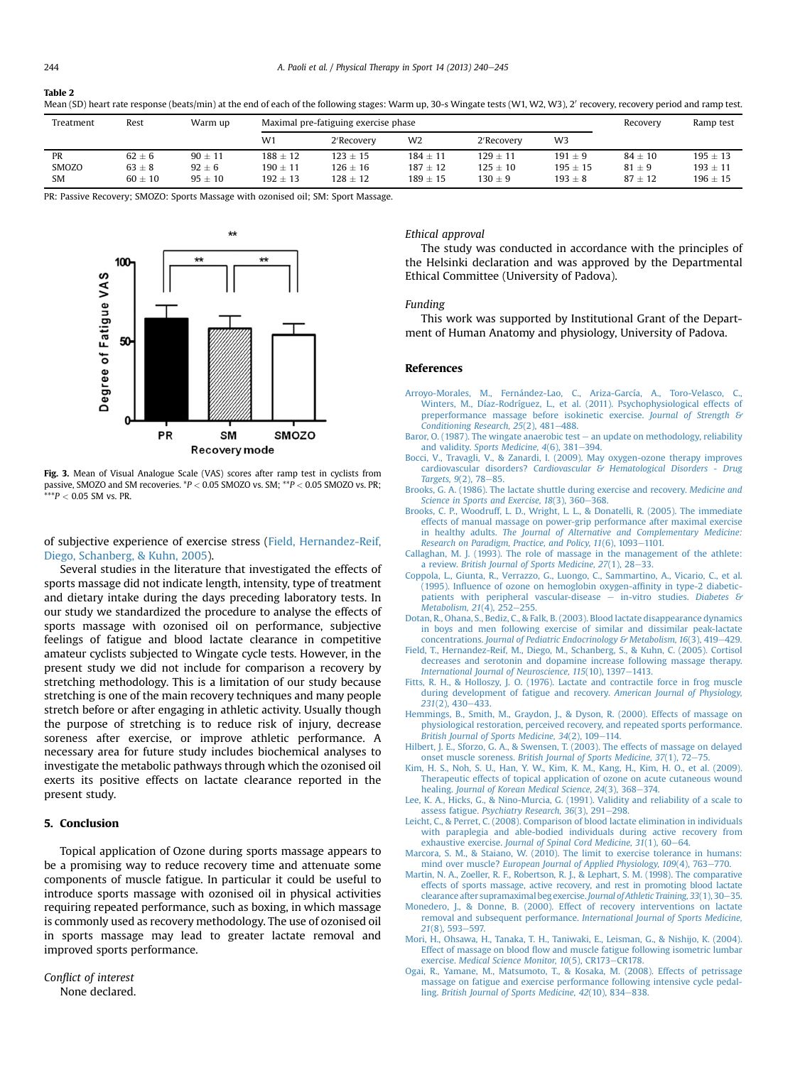**Table 2**
Mean (SD) heart rate response (beats/min) at the end of each of the following stages: Warm up, 30-s Wingate tests (W1, W2, W3), 2′ recovery, recovery period and ramp test.

| Treatment | Rest | Warm up | Maximal pre-fatiguing exercise phase | | | | | Recovery | Ramp test |
|---|---|---|---|---|---|---|---|---|---|
| | | | W1 | 2′Recovery | W2 | 2′Recovery | W3 | | |
| PR | 62 ± 6 | 90 ± 11 | 188 ± 12 | 123 ± 15 | 184 ± 11 | 129 ± 11 | 191 ± 9 | 84 ± 10 | 195 ± 13 |
| SMOZO | 63 ± 8 | 92 ± 6 | 190 ± 11 | 126 ± 16 | 187 ± 12 | 125 ± 10 | 195 ± 15 | 81 ± 9 | 193 ± 11 |
| SM | 60 ± 10 | 95 ± 10 | 192 ± 13 | 128 ± 12 | 189 ± 15 | 130 ± 9 | 193 ± 8 | 87 ± 12 | 196 ± 15 |

PR: Passive Recovery; SMOZO: Sports Massage with ozonised oil; SM: Sport Massage.

**
**
**
100
50
0
Degree of Fatigue VAS
PR
SM
SMOZO
Recovery mode

**Fig. 3.** Mean of Visual Analogue Scale (VAS) scores after ramp test in cyclists from passive, SMOZO and SM recoveries. $^{*}P < 0.05$ SMOZO vs. SM; $^{**}P < 0.05$ SMOZO vs. PR; $^{***}P < 0.05$ SM vs. PR.

of subjective experience of exercise stress (Field, Hernandez-Reif, Diego, Schanberg, & Kuhn, 2005).

Several studies in the literature that investigated the effects of sports massage did not indicate length, intensity, type of treatment and dietary intake during the days preceding laboratory tests. In our study we standardized the procedure to analyse the effects of sports massage with ozonised oil on performance, subjective feelings of fatigue and blood lactate clearance in competitive amateur cyclists subjected to Wingate cycle tests. However, in the present study we did not include for comparison a recovery by stretching methodology. This is a limitation of our study because stretching is one of the main recovery techniques and many people stretch before or after engaging in athletic activity. Usually though the purpose of stretching is to reduce risk of injury, decrease soreness after exercise, or improve athletic performance. A necessary area for future study includes biochemical analyses to investigate the metabolic pathways through which the ozonised oil exerts its positive effects on lactate clearance reported in the present study.

## 5. Conclusion

Topical application of Ozone during sports massage appears to be a promising way to reduce recovery time and attenuate some components of muscle fatigue. In particular it could be useful to introduce sports massage with ozonised oil in physical activities requiring repeated performance, such as boxing, in which massage is commonly used as recovery methodology. The use of ozonised oil in sports massage may lead to greater lactate removal and improved sports performance.

*Conflict of interest*

None declared.

*Ethical approval*

The study was conducted in accordance with the principles of the Helsinki declaration and was approved by the Departmental Ethical Committee (University of Padova).

*Funding*

This work was supported by Institutional Grant of the Department of Human Anatomy and physiology, University of Padova.

## References

Arroyo-Morales, M., Fernández-Lao, C., Ariza-García, A., Toro-Velasco, C., Winters, M., Díaz-Rodríguez, L., et al. (2011). Psychophysiological effects of preperformance massage before isokinetic exercise. *Journal of Strength & Conditioning Research, 25*(2), 481–488.

Baror, O. (1987). The wingate anaerobic test – an update on methodology, reliability and validity. *Sports Medicine, 4*(6), 381–394.

Bocci, V., Travagli, V., & Zanardi, I. (2009). May oxygen-ozone therapy improves cardiovascular disorders? *Cardiovascular & Hematological Disorders - Drug Targets, 9*(2), 78–85.

Brooks, G. A. (1986). The lactate shuttle during exercise and recovery. *Medicine and Science in Sports and Exercise, 18*(3), 360–368.

Brooks, C. P., Woodruff, L. D., Wright, L. L., & Donatelli, R. (2005). The immediate effects of manual massage on power-grip performance after maximal exercise in healthy adults. *The Journal of Alternative and Complementary Medicine: Research on Paradigm, Practice, and Policy, 11*(6), 1093–1101.

Callaghan, M. J. (1993). The role of massage in the management of the athlete: a review. *British Journal of Sports Medicine, 27*(1), 28–33.

Coppola, L., Giunta, R., Verrazzo, G., Luongo, C., Sammartino, A., Vicario, C., et al. (1995). Influence of ozone on hemoglobin oxygen-affinity in type-2 diabetic-patients with peripheral vascular-disease – in-vitro studies. *Diabetes & Metabolism, 21*(4), 252–255.

Dotan, R., Ohana, S., Bediz, C., & Falk, B. (2003). Blood lactate disappearance dynamics in boys and men following exercise of similar and dissimilar peak-lactate concentrations. *Journal of Pediatric Endocrinology & Metabolism, 16*(3), 419–429.

Field, T., Hernandez-Reif, M., Diego, M., Schanberg, S., & Kuhn, C. (2005). Cortisol decreases and serotonin and dopamine increase following massage therapy. *International Journal of Neuroscience, 115*(10), 1397–1413.

Fitts, R. H., & Holloszy, J. O. (1976). Lactate and contractile force in frog muscle during development of fatigue and recovery. *American Journal of Physiology, 231*(2), 430–433.

Hemmings, B., Smith, M., Graydon, J., & Dyson, R. (2000). Effects of massage on physiological restoration, perceived recovery, and repeated sports performance. *British Journal of Sports Medicine, 34*(2), 109–114.

Hilbert, J. E., Sforzo, G. A., & Swensen, T. (2003). The effects of massage on delayed onset muscle soreness. *British Journal of Sports Medicine, 37*(1), 72–75.

Kim, H. S., Noh, S. U., Han, Y. W., Kim, K. M., Kang, H., Kim, H. O., et al. (2009). Therapeutic effects of topical application of ozone on acute cutaneous wound healing. *Journal of Korean Medical Science, 24*(3), 368–374.

Lee, K. A., Hicks, G., & Nino-Murcia, G. (1991). Validity and reliability of a scale to assess fatigue. *Psychiatry Research, 36*(3), 291–298.

Leicht, C., & Perret, C. (2008). Comparison of blood lactate elimination in individuals with paraplegia and able-bodied individuals during active recovery from exhaustive exercise. *Journal of Spinal Cord Medicine, 31*(1), 60–64.

Marcora, S. M., & Staiano, W. (2010). The limit to exercise tolerance in humans: mind over muscle? *European Journal of Applied Physiology, 109*(4), 763–770.

Martin, N. A., Zoeller, R. F., Robertson, R. J., & Lephart, S. M. (1998). The comparative effects of sports massage, active recovery, and rest in promoting blood lactate clearance after supramaximal leg exercise. *Journal of Athletic Training, 33*(1), 30–35.

Monedero, J., & Donne, B. (2000). Effect of recovery interventions on lactate removal and subsequent performance. *International Journal of Sports Medicine, 21*(8), 593–597.

Mori, H., Ohsawa, H., Tanaka, T. H., Taniwaki, E., Leisman, G., & Nishijo, K. (2004). Effect of massage on blood flow and muscle fatigue following isometric lumbar exercise. *Medical Science Monitor, 10*(5), CR173–CR178.

Ogai, R., Yamane, M., Matsumoto, T., & Kosaka, M. (2008). Effects of petrissage massage on fatigue and exercise performance following intensive cycle pedalling. *British Journal of Sports Medicine, 42*(10), 834–838.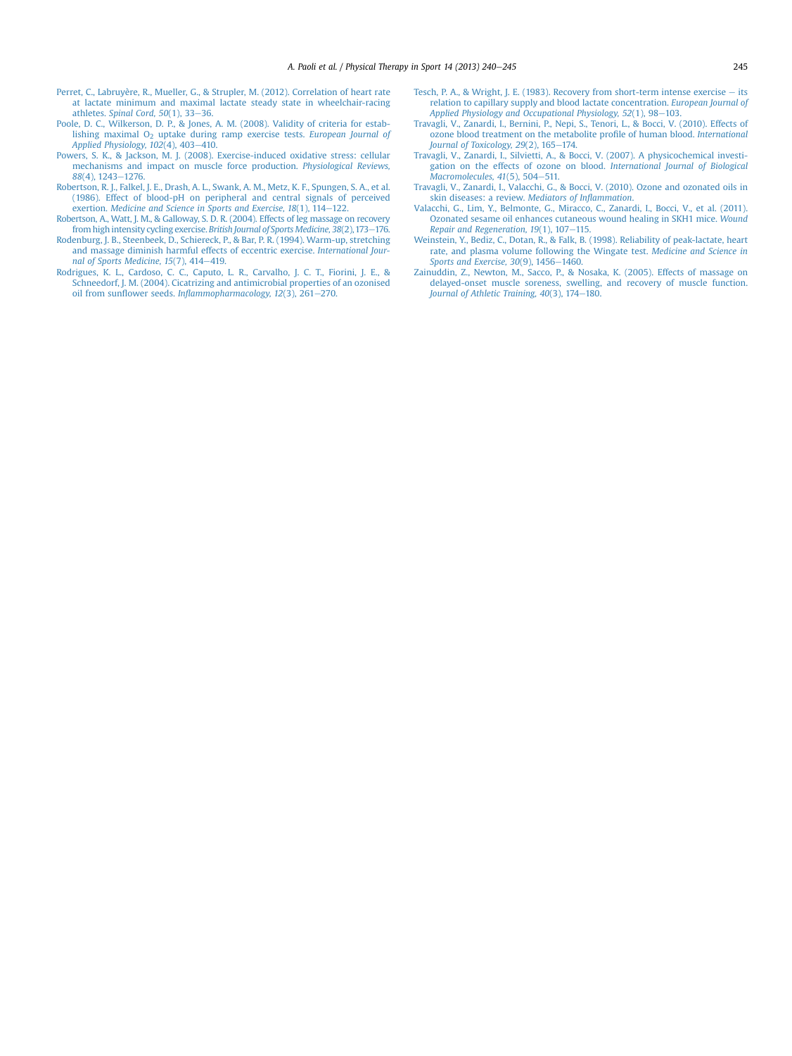Perret, C., Labruyère, R., Mueller, G., & Strupler, M. (2012). Correlation of heart rate at lactate minimum and maximal lactate steady state in wheelchair-racing athletes. *Spinal Cord, 50*(1), 33–36.

Poole, D. C., Wilkerson, D. P., & Jones, A. M. (2008). Validity of criteria for establishing maximal $O_2$ uptake during ramp exercise tests. *European Journal of Applied Physiology, 102*(4), 403–410.

Powers, S. K., & Jackson, M. J. (2008). Exercise-induced oxidative stress: cellular mechanisms and impact on muscle force production. *Physiological Reviews, 88*(4), 1243–1276.

Robertson, R. J., Falkel, J. E., Drash, A. L., Swank, A. M., Metz, K. F., Spungen, S. A., et al. (1986). Effect of blood-pH on peripheral and central signals of perceived exertion. *Medicine and Science in Sports and Exercise, 18*(1), 114–122.

Robertson, A., Watt, J. M., & Galloway, S. D. R. (2004). Effects of leg massage on recovery from high intensity cycling exercise. *British Journal of Sports Medicine, 38*(2), 173–176.

Rodenburg, J. B., Steenbeek, D., Schiereck, P., & Bar, P. R. (1994). Warm-up, stretching and massage diminish harmful effects of eccentric exercise. *International Journal of Sports Medicine, 15*(7), 414–419.

Rodrigues, K. L., Cardoso, C. C., Caputo, L. R., Carvalho, J. C. T., Fiorini, J. E., & Schneedorf, J. M. (2004). Cicatrizing and antimicrobial properties of an ozonised oil from sunflower seeds. *Inflammopharmacology, 12*(3), 261–270.

Tesch, P. A., & Wright, J. E. (1983). Recovery from short-term intense exercise – its relation to capillary supply and blood lactate concentration. *European Journal of Applied Physiology and Occupational Physiology, 52*(1), 98–103.

Travagli, V., Zanardi, I., Bernini, P., Nepi, S., Tenori, L., & Bocci, V. (2010). Effects of ozone blood treatment on the metabolite profile of human blood. *International Journal of Toxicology, 29*(2), 165–174.

Travagli, V., Zanardi, I., Silvietti, A., & Bocci, V. (2007). A physicochemical investigation on the effects of ozone on blood. *International Journal of Biological Macromolecules, 41*(5), 504–511.

Travagli, V., Zanardi, I., Valacchi, G., & Bocci, V. (2010). Ozone and ozonated oils in skin diseases: a review. *Mediators of Inflammation*.

Valacchi, G., Lim, Y., Belmonte, G., Miracco, C., Zanardi, I., Bocci, V., et al. (2011). Ozonated sesame oil enhances cutaneous wound healing in SKH1 mice. *Wound Repair and Regeneration, 19*(1), 107–115.

Weinstein, Y., Bediz, C., Dotan, R., & Falk, B. (1998). Reliability of peak-lactate, heart rate, and plasma volume following the Wingate test. *Medicine and Science in Sports and Exercise, 30*(9), 1456–1460.

Zainuddin, Z., Newton, M., Sacco, P., & Nosaka, K. (2005). Effects of massage on delayed-onset muscle soreness, swelling, and recovery of muscle function. *Journal of Athletic Training, 40*(3), 174–180.